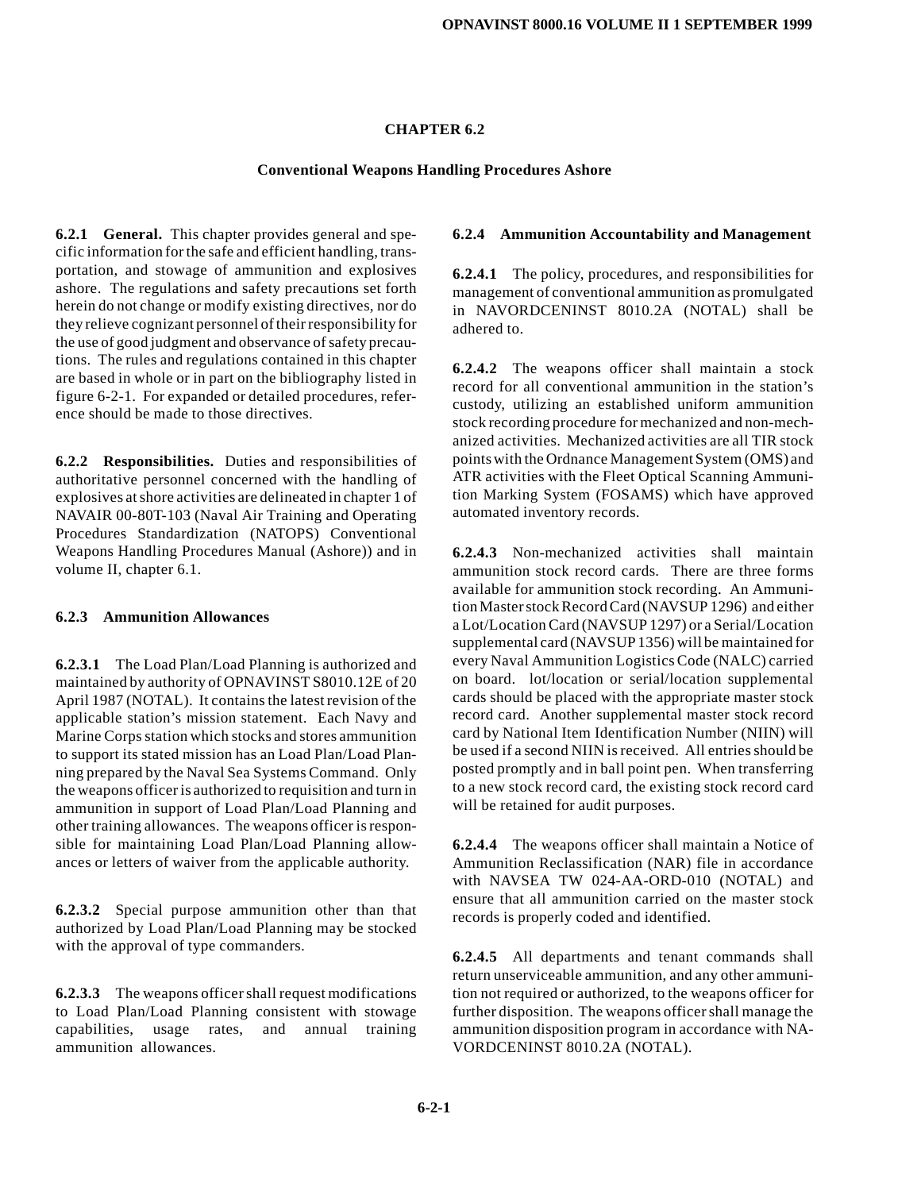# CHAPTER 6.2

## Conventional Weapons Handling Procedures Ashore

**6.2.1 General.** This chapter provides general and specific information for the safe and efficient handling, transportation, and stowage of ammunition and explosives ashore. The regulations and safety precautions set forth herein do not change or modify existing directives, nor do they relieve cognizant personnel of their responsibility for the use of good judgment and observance of safety precautions. The rules and regulations contained in this chapter are based in whole or in part on the bibliography listed in figure 6-2-1. For expanded or detailed procedures, reference should be made to those directives.

**6.2.2 Responsibilities.** Duties and responsibilities of authoritative personnel concerned with the handling of explosives at shore activities are delineated in chapter 1 of NAVAIR 00-80T-103 (Naval Air Training and Operating Procedures Standardization (NATOPS) Conventional Weapons Handling Procedures Manual (Ashore)) and in volume II, chapter 6.1.

### 6.2.3 Ammunition Allowances

**6.2.3.1** The Load Plan/Load Planning is authorized and maintained by authority of OPNAVINST S8010.12E of 20 April 1987 (NOTAL). It contains the latest revision of the applicable station's mission statement. Each Navy and Marine Corps station which stocks and stores ammunition to support its stated mission has an Load Plan/Load Planning prepared by the Naval Sea Systems Command. Only the weapons officer is authorized to requisition and turn in ammunition in support of Load Plan/Load Planning and other training allowances. The weapons officer is responsible for maintaining Load Plan/Load Planning allowances or letters of waiver from the applicable authority.

**6.2.3.2** Special purpose ammunition other than that authorized by Load Plan/Load Planning may be stocked with the approval of type commanders.

**6.2.3.3** The weapons officer shall request modifications to Load Plan/Load Planning consistent with stowage capabilities, usage rates, and annual training ammunition allowances.

### 6.2.4 Ammunition Accountability and Management

**6.2.4.1** The policy, procedures, and responsibilities for management of conventional ammunition as promulgated in NAVORDCENINST 8010.2A (NOTAL) shall be adhered to.

**6.2.4.2** The weapons officer shall maintain a stock record for all conventional ammunition in the station's custody, utilizing an established uniform ammunition stock recording procedure for mechanized and non-mechanized activities. Mechanized activities are all TIR stock points with the Ordnance Management System (OMS) and ATR activities with the Fleet Optical Scanning Ammunition Marking System (FOSAMS) which have approved automated inventory records.

**6.2.4.3** Non-mechanized activities shall maintain ammunition stock record cards. There are three forms available for ammunition stock recording. An Ammunition Master stock Record Card (NAVSUP 1296) and either a Lot/Location Card (NAVSUP 1297) or a Serial/Location supplemental card (NAVSUP 1356) will be maintained for every Naval Ammunition Logistics Code (NALC) carried on board. lot/location or serial/location supplemental cards should be placed with the appropriate master stock record card. Another supplemental master stock record card by National Item Identification Number (NIIN) will be used if a second NIIN is received. All entries should be posted promptly and in ball point pen. When transferring to a new stock record card, the existing stock record card will be retained for audit purposes.

**6.2.4.4** The weapons officer shall maintain a Notice of Ammunition Reclassification (NAR) file in accordance with NAVSEA TW 024-AA-ORD-010 (NOTAL) and ensure that all ammunition carried on the master stock records is properly coded and identified.

**6.2.4.5** All departments and tenant commands shall return unserviceable ammunition, and any other ammunition not required or authorized, to the weapons officer for further disposition. The weapons officer shall manage the ammunition disposition program in accordance with NAVORDCENINST 8010.2A (NOTAL).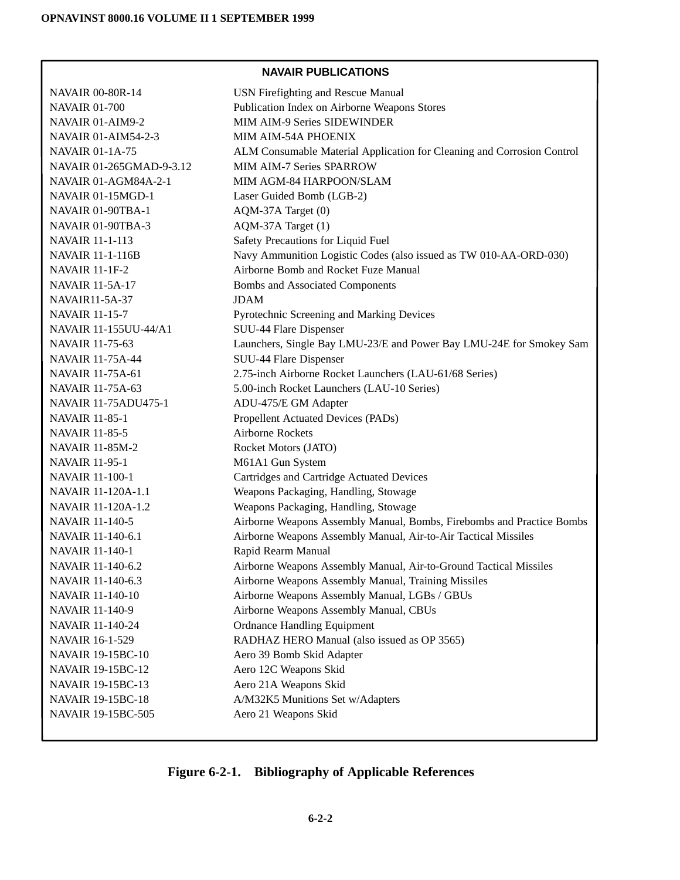**NAVAIR PUBLICATIONS**

| | |
|---|---|
| NAVAIR 00-80R-14 | USN Firefighting and Rescue Manual |
| NAVAIR 01-700 | Publication Index on Airborne Weapons Stores |
| NAVAIR 01-AIM9-2 | MIM AIM-9 Series SIDEWINDER |
| NAVAIR 01-AIM54-2-3 | MIM AIM-54A PHOENIX |
| NAVAIR 01-1A-75 | ALM Consumable Material Application for Cleaning and Corrosion Control |
| NAVAIR 01-265GMAD-9-3.12 | MIM AIM-7 Series SPARROW |
| NAVAIR 01-AGM84A-2-1 | MIM AGM-84 HARPOON/SLAM |
| NAVAIR 01-15MGD-1 | Laser Guided Bomb (LGB-2) |
| NAVAIR 01-90TBA-1 | AQM-37A Target (0) |
| NAVAIR 01-90TBA-3 | AQM-37A Target (1) |
| NAVAIR 11-1-113 | Safety Precautions for Liquid Fuel |
| NAVAIR 11-1-116B | Navy Ammunition Logistic Codes (also issued as TW 010-AA-ORD-030) |
| NAVAIR 11-1F-2 | Airborne Bomb and Rocket Fuze Manual |
| NAVAIR 11-5A-17 | Bombs and Associated Components |
| NAVAIR11-5A-37 | JDAM |
| NAVAIR 11-15-7 | Pyrotechnic Screening and Marking Devices |
| NAVAIR 11-155UU-44/A1 | SUU-44 Flare Dispenser |
| NAVAIR 11-75-63 | Launchers, Single Bay LMU-23/E and Power Bay LMU-24E for Smokey Sam |
| NAVAIR 11-75A-44 | SUU-44 Flare Dispenser |
| NAVAIR 11-75A-61 | 2.75-inch Airborne Rocket Launchers (LAU-61/68 Series) |
| NAVAIR 11-75A-63 | 5.00-inch Rocket Launchers (LAU-10 Series) |
| NAVAIR 11-75ADU475-1 | ADU-475/E GM Adapter |
| NAVAIR 11-85-1 | Propellent Actuated Devices (PADs) |
| NAVAIR 11-85-5 | Airborne Rockets |
| NAVAIR 11-85M-2 | Rocket Motors (JATO) |
| NAVAIR 11-95-1 | M61A1 Gun System |
| NAVAIR 11-100-1 | Cartridges and Cartridge Actuated Devices |
| NAVAIR 11-120A-1.1 | Weapons Packaging, Handling, Stowage |
| NAVAIR 11-120A-1.2 | Weapons Packaging, Handling, Stowage |
| NAVAIR 11-140-5 | Airborne Weapons Assembly Manual, Bombs, Firebombs and Practice Bombs |
| NAVAIR 11-140-6.1 | Airborne Weapons Assembly Manual, Air-to-Air Tactical Missiles |
| NAVAIR 11-140-1 | Rapid Rearm Manual |
| NAVAIR 11-140-6.2 | Airborne Weapons Assembly Manual, Air-to-Ground Tactical Missiles |
| NAVAIR 11-140-6.3 | Airborne Weapons Assembly Manual, Training Missiles |
| NAVAIR 11-140-10 | Airborne Weapons Assembly Manual, LGBs / GBUs |
| NAVAIR 11-140-9 | Airborne Weapons Assembly Manual, CBUs |
| NAVAIR 11-140-24 | Ordnance Handling Equipment |
| NAVAIR 16-1-529 | RADHAZ HERO Manual (also issued as OP 3565) |
| NAVAIR 19-15BC-10 | Aero 39 Bomb Skid Adapter |
| NAVAIR 19-15BC-12 | Aero 12C Weapons Skid |
| NAVAIR 19-15BC-13 | Aero 21A Weapons Skid |
| NAVAIR 19-15BC-18 | A/M32K5 Munitions Set w/Adapters |
| NAVAIR 19-15BC-505 | Aero 21 Weapons Skid |

**Figure 6-2-1. Bibliography of Applicable References**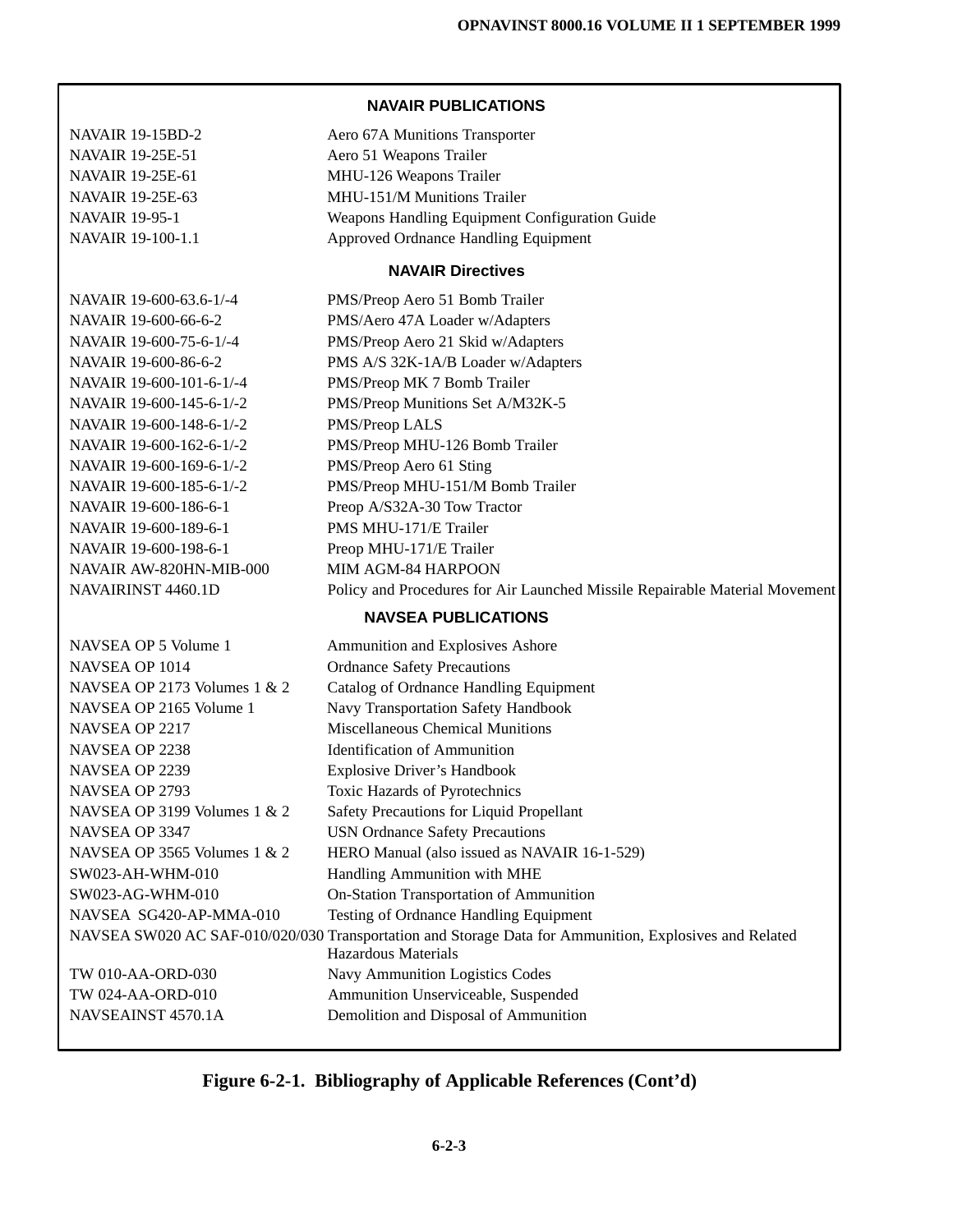| **NAVAIR PUBLICATIONS** | |
|---|---|
| NAVAIR 19-15BD-2 | Aero 67A Munitions Transporter |
| NAVAIR 19-25E-51 | Aero 51 Weapons Trailer |
| NAVAIR 19-25E-61 | MHU-126 Weapons Trailer |
| NAVAIR 19-25E-63 | MHU-151/M Munitions Trailer |
| NAVAIR 19-95-1 | Weapons Handling Equipment Configuration Guide |
| NAVAIR 19-100-1.1 | Approved Ordnance Handling Equipment |
| **NAVAIR Directives** | |
| NAVAIR 19-600-63.6-1/-4 | PMS/Preop Aero 51 Bomb Trailer |
| NAVAIR 19-600-66-6-2 | PMS/Aero 47A Loader w/Adapters |
| NAVAIR 19-600-75-6-1/-4 | PMS/Preop Aero 21 Skid w/Adapters |
| NAVAIR 19-600-86-6-2 | PMS A/S 32K-1A/B Loader w/Adapters |
| NAVAIR 19-600-101-6-1/-4 | PMS/Preop MK 7 Bomb Trailer |
| NAVAIR 19-600-145-6-1/-2 | PMS/Preop Munitions Set A/M32K-5 |
| NAVAIR 19-600-148-6-1/-2 | PMS/Preop LALS |
| NAVAIR 19-600-162-6-1/-2 | PMS/Preop MHU-126 Bomb Trailer |
| NAVAIR 19-600-169-6-1/-2 | PMS/Preop Aero 61 Sting |
| NAVAIR 19-600-185-6-1/-2 | PMS/Preop MHU-151/M Bomb Trailer |
| NAVAIR 19-600-186-6-1 | Preop A/S32A-30 Tow Tractor |
| NAVAIR 19-600-189-6-1 | PMS MHU-171/E Trailer |
| NAVAIR 19-600-198-6-1 | Preop MHU-171/E Trailer |
| NAVAIR AW-820HN-MIB-000 | MIM AGM-84 HARPOON |
| NAVAIRINST 4460.1D | Policy and Procedures for Air Launched Missile Repairable Material Movement |
| **NAVSEA PUBLICATIONS** | |
| NAVSEA OP 5 Volume 1 | Ammunition and Explosives Ashore |
| NAVSEA OP 1014 | Ordnance Safety Precautions |
| NAVSEA OP 2173 Volumes 1 & 2 | Catalog of Ordnance Handling Equipment |
| NAVSEA OP 2165 Volume 1 | Navy Transportation Safety Handbook |
| NAVSEA OP 2217 | Miscellaneous Chemical Munitions |
| NAVSEA OP 2238 | Identification of Ammunition |
| NAVSEA OP 2239 | Explosive Driver's Handbook |
| NAVSEA OP 2793 | Toxic Hazards of Pyrotechnics |
| NAVSEA OP 3199 Volumes 1 & 2 | Safety Precautions for Liquid Propellant |
| NAVSEA OP 3347 | USN Ordnance Safety Precautions |
| NAVSEA OP 3565 Volumes 1 & 2 | HERO Manual (also issued as NAVAIR 16-1-529) |
| SW023-AH-WHM-010 | Handling Ammunition with MHE |
| SW023-AG-WHM-010 | On-Station Transportation of Ammunition |
| NAVSEA SG420-AP-MMA-010 | Testing of Ordnance Handling Equipment |
| NAVSEA SW020 AC SAF-010/020/030 | Transportation and Storage Data for Ammunition, Explosives and Related Hazardous Materials |
| TW 010-AA-ORD-030 | Navy Ammunition Logistics Codes |
| TW 024-AA-ORD-010 | Ammunition Unserviceable, Suspended |
| NAVSEAINST 4570.1A | Demolition and Disposal of Ammunition |

**Figure 6-2-1. Bibliography of Applicable References (Cont'd)**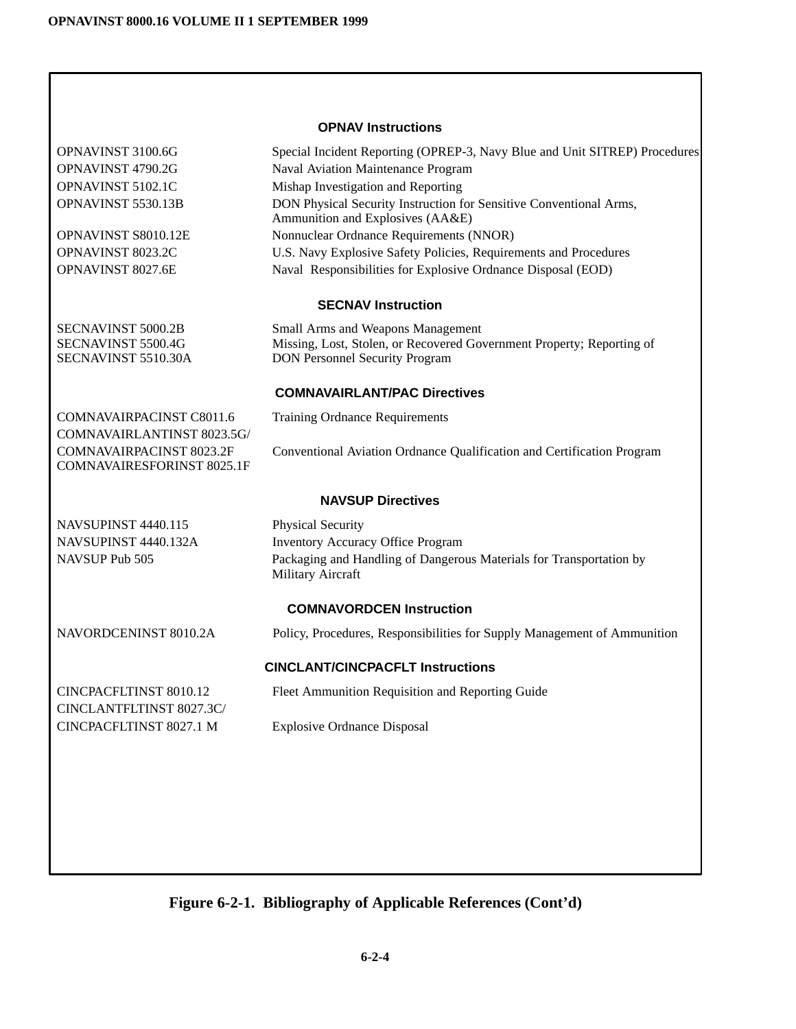### OPNAV Instructions

| | |
|---|---|
| OPNAVINST 3100.6G | Special Incident Reporting (OPREP-3, Navy Blue and Unit SITREP) Procedures |
| OPNAVINST 4790.2G | Naval Aviation Maintenance Program |
| OPNAVINST 5102.1C | Mishap Investigation and Reporting |
| OPNAVINST 5530.13B | DON Physical Security Instruction for Sensitive Conventional Arms, Ammunition and Explosives (AA&E) |
| OPNAVINST S8010.12E | Nonnuclear Ordnance Requirements (NNOR) |
| OPNAVINST 8023.2C | U.S. Navy Explosive Safety Policies, Requirements and Procedures |
| OPNAVINST 8027.6E | Naval Responsibilities for Explosive Ordnance Disposal (EOD) |

### SECNAV Instruction

| | |
|---|---|
| SECNAVINST 5000.2B | Small Arms and Weapons Management |
| SECNAVINST 5500.4G | Missing, Lost, Stolen, or Recovered Government Property; Reporting of |
| SECNAVINST 5510.30A | DON Personnel Security Program |

### COMNAVAIRLANT/PAC Directives

| | |
|---|---|
| COMNAVAIRPACINST C8011.6 | Training Ordnance Requirements |
| COMNAVAIRLANTINST 8023.5G/ COMNAVAIRPACINST 8023.2F COMNAVAIRESFORINST 8025.1F | Conventional Aviation Ordnance Qualification and Certification Program |

### NAVSUP Directives

| | |
|---|---|
| NAVSUPINST 4440.115 | Physical Security |
| NAVSUPINST 4440.132A | Inventory Accuracy Office Program |
| NAVSUP Pub 505 | Packaging and Handling of Dangerous Materials for Transportation by Military Aircraft |

### COMNAVORDCEN Instruction

| | |
|---|---|
| NAVORDCENINST 8010.2A | Policy, Procedures, Responsibilities for Supply Management of Ammunition |

### CINCLANT/CINCPACFLT Instructions

| | |
|---|---|
| CINCPACFLTINST 8010.12 | Fleet Ammunition Requisition and Reporting Guide |
| CINCLANTFLTINST 8027.3C/ CINCPACFLTINST 8027.1 M | Explosive Ordnance Disposal |

**Figure 6-2-1. Bibliography of Applicable References (Cont'd)**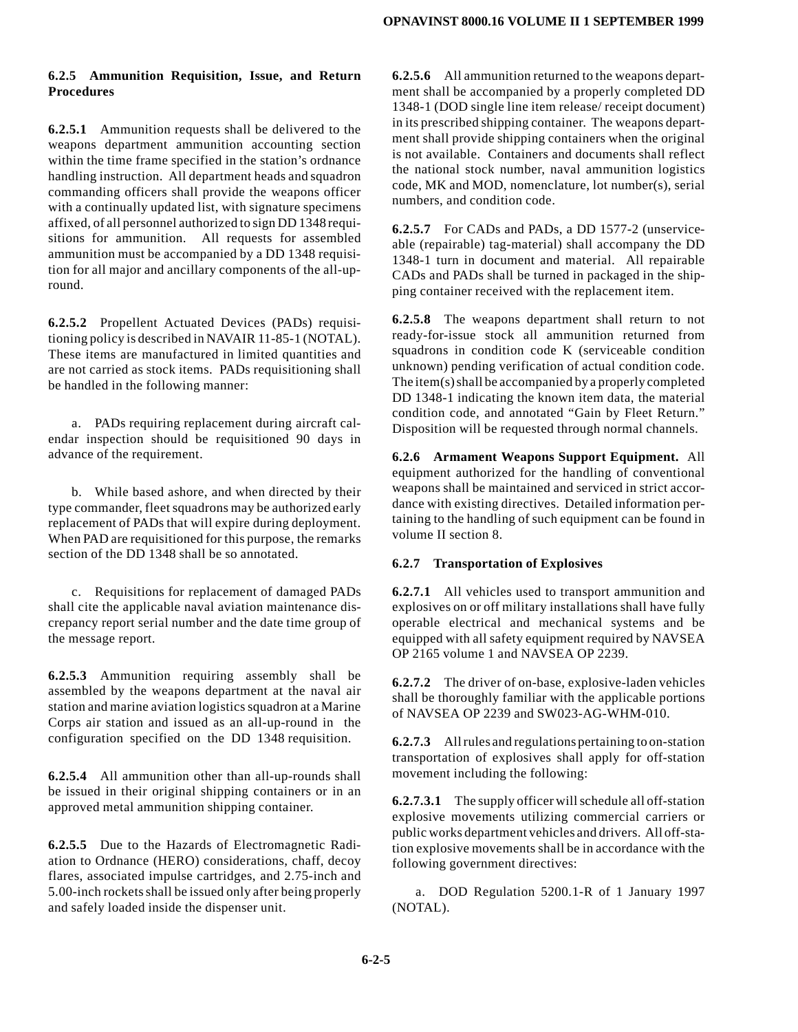**6.2.5 Ammunition Requisition, Issue, and Return Procedures**

**6.2.5.1** Ammunition requests shall be delivered to the weapons department ammunition accounting section within the time frame specified in the station's ordnance handling instruction. All department heads and squadron commanding officers shall provide the weapons officer with a continually updated list, with signature specimens affixed, of all personnel authorized to sign DD 1348 requisitions for ammunition. All requests for assembled ammunition must be accompanied by a DD 1348 requisition for all major and ancillary components of the all-up-round.

**6.2.5.2** Propellent Actuated Devices (PADs) requisitioning policy is described in NAVAIR 11-85-1 (NOTAL). These items are manufactured in limited quantities and are not carried as stock items. PADs requisitioning shall be handled in the following manner:

a. PADs requiring replacement during aircraft calendar inspection should be requisitioned 90 days in advance of the requirement.

b. While based ashore, and when directed by their type commander, fleet squadrons may be authorized early replacement of PADs that will expire during deployment. When PAD are requisitioned for this purpose, the remarks section of the DD 1348 shall be so annotated.

c. Requisitions for replacement of damaged PADs shall cite the applicable naval aviation maintenance discrepancy report serial number and the date time group of the message report.

**6.2.5.3** Ammunition requiring assembly shall be assembled by the weapons department at the naval air station and marine aviation logistics squadron at a Marine Corps air station and issued as an all-up-round in the configuration specified on the DD 1348 requisition.

**6.2.5.4** All ammunition other than all-up-rounds shall be issued in their original shipping containers or in an approved metal ammunition shipping container.

**6.2.5.5** Due to the Hazards of Electromagnetic Radiation to Ordnance (HERO) considerations, chaff, decoy flares, associated impulse cartridges, and 2.75-inch and 5.00-inch rockets shall be issued only after being properly and safely loaded inside the dispenser unit.

**6.2.5.6** All ammunition returned to the weapons department shall be accompanied by a properly completed DD 1348-1 (DOD single line item release/ receipt document) in its prescribed shipping container. The weapons department shall provide shipping containers when the original is not available. Containers and documents shall reflect the national stock number, naval ammunition logistics code, MK and MOD, nomenclature, lot number(s), serial numbers, and condition code.

**6.2.5.7** For CADs and PADs, a DD 1577-2 (unserviceable (repairable) tag-material) shall accompany the DD 1348-1 turn in document and material. All repairable CADs and PADs shall be turned in packaged in the shipping container received with the replacement item.

**6.2.5.8** The weapons department shall return to not ready-for-issue stock all ammunition returned from squadrons in condition code K (serviceable condition unknown) pending verification of actual condition code. The item(s) shall be accompanied by a properly completed DD 1348-1 indicating the known item data, the material condition code, and annotated "Gain by Fleet Return." Disposition will be requested through normal channels.

**6.2.6 Armament Weapons Support Equipment.** All equipment authorized for the handling of conventional weapons shall be maintained and serviced in strict accordance with existing directives. Detailed information pertaining to the handling of such equipment can be found in volume II section 8.

**6.2.7 Transportation of Explosives**

**6.2.7.1** All vehicles used to transport ammunition and explosives on or off military installations shall have fully operable electrical and mechanical systems and be equipped with all safety equipment required by NAVSEA OP 2165 volume 1 and NAVSEA OP 2239.

**6.2.7.2** The driver of on-base, explosive-laden vehicles shall be thoroughly familiar with the applicable portions of NAVSEA OP 2239 and SW023-AG-WHM-010.

**6.2.7.3** All rules and regulations pertaining to on-station transportation of explosives shall apply for off-station movement including the following:

**6.2.7.3.1** The supply officer will schedule all off-station explosive movements utilizing commercial carriers or public works department vehicles and drivers. All off-station explosive movements shall be in accordance with the following government directives:

a. DOD Regulation 5200.1-R of 1 January 1997 (NOTAL).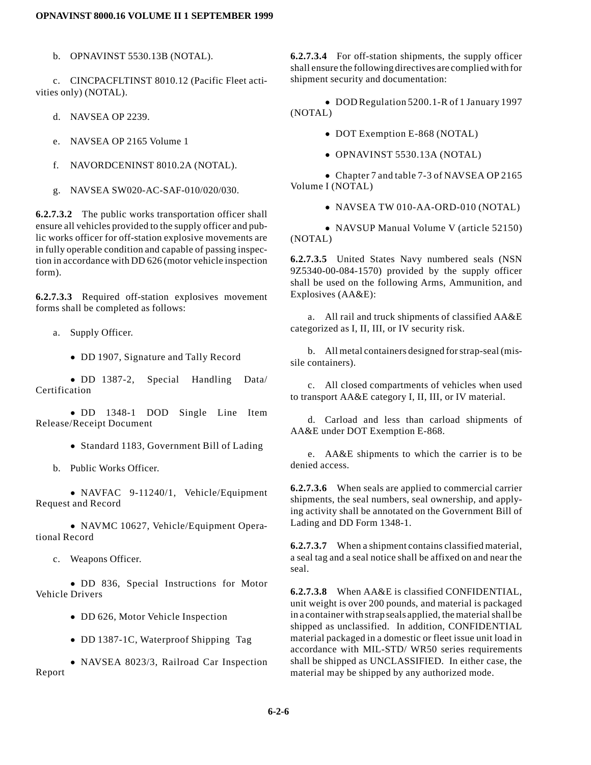b. OPNAVINST 5530.13B (NOTAL).

c. CINCPACFLTINST 8010.12 (Pacific Fleet activities only) (NOTAL).

d. NAVSEA OP 2239.

e. NAVSEA OP 2165 Volume 1

f. NAVORDCENINST 8010.2A (NOTAL).

g. NAVSEA SW020-AC-SAF-010/020/030.

**6.2.7.3.2** The public works transportation officer shall ensure all vehicles provided to the supply officer and public works officer for off-station explosive movements are in fully operable condition and capable of passing inspection in accordance with DD 626 (motor vehicle inspection form).

**6.2.7.3.3** Required off-station explosives movement forms shall be completed as follows:

a. Supply Officer.

- DD 1907, Signature and Tally Record
- DD 1387-2, Special Handling Data/Certification
- DD 1348-1 DOD Single Line Item Release/Receipt Document
- Standard 1183, Government Bill of Lading

b. Public Works Officer.

- NAVFAC 9-11240/1, Vehicle/Equipment Request and Record
- NAVMC 10627, Vehicle/Equipment Operational Record

c. Weapons Officer.

- DD 836, Special Instructions for Motor Vehicle Drivers
- DD 626, Motor Vehicle Inspection
- DD 1387-1C, Waterproof Shipping Tag
- NAVSEA 8023/3, Railroad Car Inspection Report

**6.2.7.3.4** For off-station shipments, the supply officer shall ensure the following directives are complied with for shipment security and documentation:

- DOD Regulation 5200.1-R of 1 January 1997 (NOTAL)
- DOT Exemption E-868 (NOTAL)
- OPNAVINST 5530.13A (NOTAL)
- Chapter 7 and table 7-3 of NAVSEA OP 2165 Volume I (NOTAL)
- NAVSEA TW 010-AA-ORD-010 (NOTAL)
- NAVSUP Manual Volume V (article 52150) (NOTAL)

**6.2.7.3.5** United States Navy numbered seals (NSN 9Z5340-00-084-1570) provided by the supply officer shall be used on the following Arms, Ammunition, and Explosives (AA&E):

a. All rail and truck shipments of classified AA&E categorized as I, II, III, or IV security risk.

b. All metal containers designed for strap-seal (missile containers).

c. All closed compartments of vehicles when used to transport AA&E category I, II, III, or IV material.

d. Carload and less than carload shipments of AA&E under DOT Exemption E-868.

e. AA&E shipments to which the carrier is to be denied access.

**6.2.7.3.6** When seals are applied to commercial carrier shipments, the seal numbers, seal ownership, and applying activity shall be annotated on the Government Bill of Lading and DD Form 1348-1.

**6.2.7.3.7** When a shipment contains classified material, a seal tag and a seal notice shall be affixed on and near the seal.

**6.2.7.3.8** When AA&E is classified CONFIDENTIAL, unit weight is over 200 pounds, and material is packaged in a container with strap seals applied, the material shall be shipped as unclassified. In addition, CONFIDENTIAL material packaged in a domestic or fleet issue unit load in accordance with MIL-STD/ WR50 series requirements shall be shipped as UNCLASSIFIED. In either case, the material may be shipped by any authorized mode.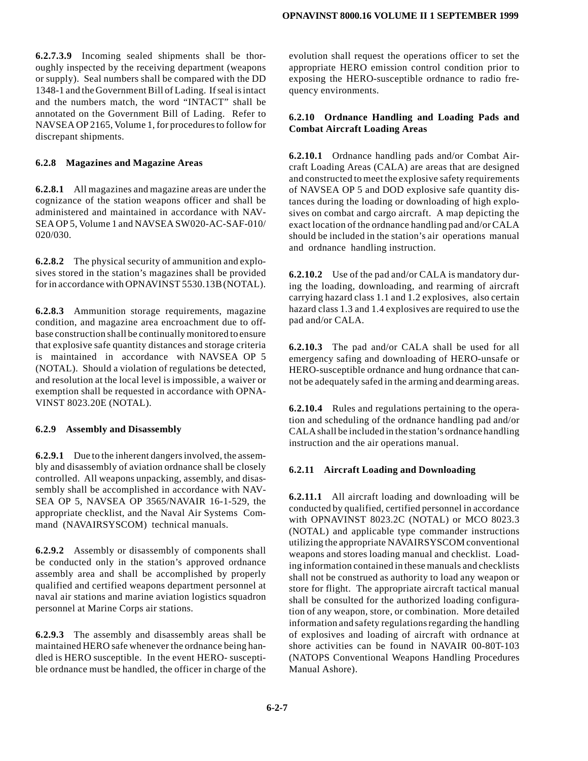**6.2.7.3.9** Incoming sealed shipments shall be thoroughly inspected by the receiving department (weapons or supply). Seal numbers shall be compared with the DD 1348-1 and the Government Bill of Lading. If seal is intact and the numbers match, the word "INTACT" shall be annotated on the Government Bill of Lading. Refer to NAVSEA OP 2165, Volume 1, for procedures to follow for discrepant shipments.

### 6.2.8 Magazines and Magazine Areas

**6.2.8.1** All magazines and magazine areas are under the cognizance of the station weapons officer and shall be administered and maintained in accordance with NAVSEA OP 5, Volume 1 and NAVSEA SW020-AC-SAF-010/020/030.

**6.2.8.2** The physical security of ammunition and explosives stored in the station's magazines shall be provided for in accordance with OPNAVINST 5530.13B (NOTAL).

**6.2.8.3** Ammunition storage requirements, magazine condition, and magazine area encroachment due to off-base construction shall be continually monitored to ensure that explosive safe quantity distances and storage criteria is maintained in accordance with NAVSEA OP 5 (NOTAL). Should a violation of regulations be detected, and resolution at the local level is impossible, a waiver or exemption shall be requested in accordance with OPNAVINST 8023.20E (NOTAL).

### 6.2.9 Assembly and Disassembly

**6.2.9.1** Due to the inherent dangers involved, the assembly and disassembly of aviation ordnance shall be closely controlled. All weapons unpacking, assembly, and disassembly shall be accomplished in accordance with NAVSEA OP 5, NAVSEA OP 3565/NAVAIR 16-1-529, the appropriate checklist, and the Naval Air Systems Command (NAVAIRSYSCOM) technical manuals.

**6.2.9.2** Assembly or disassembly of components shall be conducted only in the station's approved ordnance assembly area and shall be accomplished by properly qualified and certified weapons department personnel at naval air stations and marine aviation logistics squadron personnel at Marine Corps air stations.

**6.2.9.3** The assembly and disassembly areas shall be maintained HERO safe whenever the ordnance being handled is HERO susceptible. In the event HERO- susceptible ordnance must be handled, the officer in charge of the evolution shall request the operations officer to set the appropriate HERO emission control condition prior to exposing the HERO-susceptible ordnance to radio frequency environments.

### 6.2.10 Ordnance Handling and Loading Pads and Combat Aircraft Loading Areas

**6.2.10.1** Ordnance handling pads and/or Combat Aircraft Loading Areas (CALA) are areas that are designed and constructed to meet the explosive safety requirements of NAVSEA OP 5 and DOD explosive safe quantity distances during the loading or downloading of high explosives on combat and cargo aircraft. A map depicting the exact location of the ordnance handling pad and/or CALA should be included in the station's air operations manual and ordnance handling instruction.

**6.2.10.2** Use of the pad and/or CALA is mandatory during the loading, downloading, and rearming of aircraft carrying hazard class 1.1 and 1.2 explosives, also certain hazard class 1.3 and 1.4 explosives are required to use the pad and/or CALA.

**6.2.10.3** The pad and/or CALA shall be used for all emergency safing and downloading of HERO-unsafe or HERO-susceptible ordnance and hung ordnance that cannot be adequately safed in the arming and dearming areas.

**6.2.10.4** Rules and regulations pertaining to the operation and scheduling of the ordnance handling pad and/or CALA shall be included in the station's ordnance handling instruction and the air operations manual.

### 6.2.11 Aircraft Loading and Downloading

**6.2.11.1** All aircraft loading and downloading will be conducted by qualified, certified personnel in accordance with OPNAVINST 8023.2C (NOTAL) or MCO 8023.3 (NOTAL) and applicable type commander instructions utilizing the appropriate NAVAIRSYSCOM conventional weapons and stores loading manual and checklist. Loading information contained in these manuals and checklists shall not be construed as authority to load any weapon or store for flight. The appropriate aircraft tactical manual shall be consulted for the authorized loading configuration of any weapon, store, or combination. More detailed information and safety regulations regarding the handling of explosives and loading of aircraft with ordnance at shore activities can be found in NAVAIR 00-80T-103 (NATOPS Conventional Weapons Handling Procedures Manual Ashore).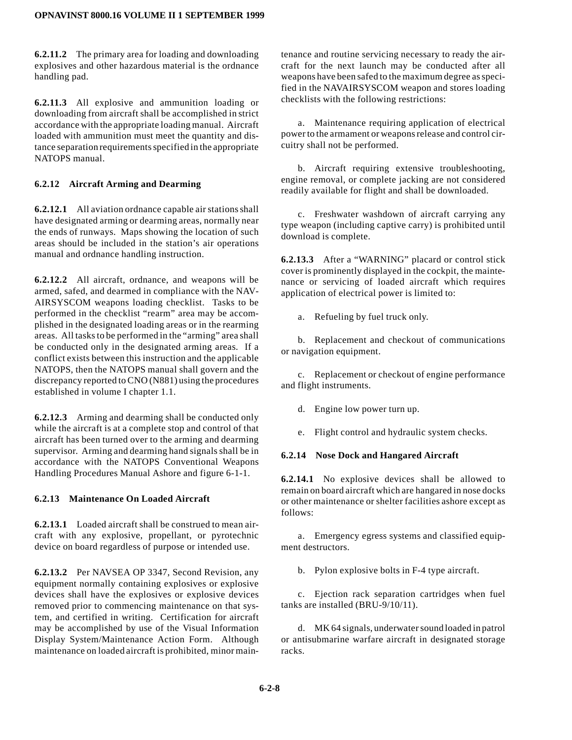**6.2.11.2** The primary area for loading and downloading explosives and other hazardous material is the ordnance handling pad.

**6.2.11.3** All explosive and ammunition loading or downloading from aircraft shall be accomplished in strict accordance with the appropriate loading manual. Aircraft loaded with ammunition must meet the quantity and distance separation requirements specified in the appropriate NATOPS manual.

### 6.2.12 Aircraft Arming and Dearming

**6.2.12.1** All aviation ordnance capable air stations shall have designated arming or dearming areas, normally near the ends of runways. Maps showing the location of such areas should be included in the station's air operations manual and ordnance handling instruction.

**6.2.12.2** All aircraft, ordnance, and weapons will be armed, safed, and dearmed in compliance with the NAVAIRSYSCOM weapons loading checklist. Tasks to be performed in the checklist "rearm" area may be accomplished in the designated loading areas or in the rearming areas. All tasks to be performed in the "arming" area shall be conducted only in the designated arming areas. If a conflict exists between this instruction and the applicable NATOPS, then the NATOPS manual shall govern and the discrepancy reported to CNO (N881) using the procedures established in volume I chapter 1.1.

**6.2.12.3** Arming and dearming shall be conducted only while the aircraft is at a complete stop and control of that aircraft has been turned over to the arming and dearming supervisor. Arming and dearming hand signals shall be in accordance with the NATOPS Conventional Weapons Handling Procedures Manual Ashore and figure 6-1-1.

### 6.2.13 Maintenance On Loaded Aircraft

**6.2.13.1** Loaded aircraft shall be construed to mean aircraft with any explosive, propellant, or pyrotechnic device on board regardless of purpose or intended use.

**6.2.13.2** Per NAVSEA OP 3347, Second Revision, any equipment normally containing explosives or explosive devices shall have the explosives or explosive devices removed prior to commencing maintenance on that system, and certified in writing. Certification for aircraft may be accomplished by use of the Visual Information Display System/Maintenance Action Form. Although maintenance on loaded aircraft is prohibited, minor maintenance and routine servicing necessary to ready the aircraft for the next launch may be conducted after all weapons have been safed to the maximum degree as specified in the NAVAIRSYSCOM weapon and stores loading checklists with the following restrictions:

a. Maintenance requiring application of electrical power to the armament or weapons release and control circuitry shall not be performed.

b. Aircraft requiring extensive troubleshooting, engine removal, or complete jacking are not considered readily available for flight and shall be downloaded.

c. Freshwater washdown of aircraft carrying any type weapon (including captive carry) is prohibited until download is complete.

**6.2.13.3** After a "WARNING" placard or control stick cover is prominently displayed in the cockpit, the maintenance or servicing of loaded aircraft which requires application of electrical power is limited to:

a. Refueling by fuel truck only.

b. Replacement and checkout of communications or navigation equipment.

c. Replacement or checkout of engine performance and flight instruments.

d. Engine low power turn up.

e. Flight control and hydraulic system checks.

### 6.2.14 Nose Dock and Hangared Aircraft

**6.2.14.1** No explosive devices shall be allowed to remain on board aircraft which are hangared in nose docks or other maintenance or shelter facilities ashore except as follows:

a. Emergency egress systems and classified equipment destructors.

b. Pylon explosive bolts in F-4 type aircraft.

c. Ejection rack separation cartridges when fuel tanks are installed (BRU-9/10/11).

d. MK 64 signals, underwater sound loaded in patrol or antisubmarine warfare aircraft in designated storage racks.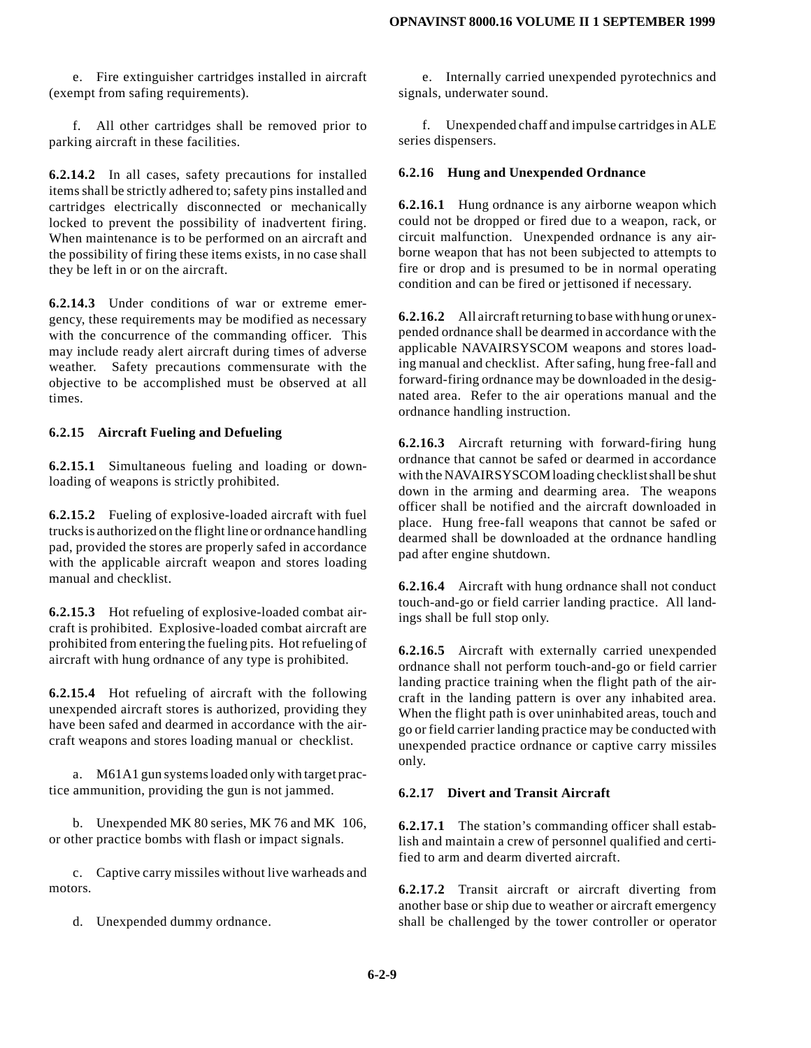e. Fire extinguisher cartridges installed in aircraft (exempt from safing requirements).

f. All other cartridges shall be removed prior to parking aircraft in these facilities.

**6.2.14.2** In all cases, safety precautions for installed items shall be strictly adhered to; safety pins installed and cartridges electrically disconnected or mechanically locked to prevent the possibility of inadvertent firing. When maintenance is to be performed on an aircraft and the possibility of firing these items exists, in no case shall they be left in or on the aircraft.

**6.2.14.3** Under conditions of war or extreme emergency, these requirements may be modified as necessary with the concurrence of the commanding officer. This may include ready alert aircraft during times of adverse weather. Safety precautions commensurate with the objective to be accomplished must be observed at all times.

### 6.2.15 Aircraft Fueling and Defueling

**6.2.15.1** Simultaneous fueling and loading or downloading of weapons is strictly prohibited.

**6.2.15.2** Fueling of explosive-loaded aircraft with fuel trucks is authorized on the flight line or ordnance handling pad, provided the stores are properly safed in accordance with the applicable aircraft weapon and stores loading manual and checklist.

**6.2.15.3** Hot refueling of explosive-loaded combat aircraft is prohibited. Explosive-loaded combat aircraft are prohibited from entering the fueling pits. Hot refueling of aircraft with hung ordnance of any type is prohibited.

**6.2.15.4** Hot refueling of aircraft with the following unexpended aircraft stores is authorized, providing they have been safed and dearmed in accordance with the aircraft weapons and stores loading manual or checklist.

a. M61A1 gun systems loaded only with target practice ammunition, providing the gun is not jammed.

b. Unexpended MK 80 series, MK 76 and MK 106, or other practice bombs with flash or impact signals.

c. Captive carry missiles without live warheads and motors.

d. Unexpended dummy ordnance.

e. Internally carried unexpended pyrotechnics and signals, underwater sound.

f. Unexpended chaff and impulse cartridges in ALE series dispensers.

### 6.2.16 Hung and Unexpended Ordnance

**6.2.16.1** Hung ordnance is any airborne weapon which could not be dropped or fired due to a weapon, rack, or circuit malfunction. Unexpended ordnance is any airborne weapon that has not been subjected to attempts to fire or drop and is presumed to be in normal operating condition and can be fired or jettisoned if necessary.

**6.2.16.2** All aircraft returning to base with hung or unexpended ordnance shall be dearmed in accordance with the applicable NAVAIRSYSCOM weapons and stores loading manual and checklist. After safing, hung free-fall and forward-firing ordnance may be downloaded in the designated area. Refer to the air operations manual and the ordnance handling instruction.

**6.2.16.3** Aircraft returning with forward-firing hung ordnance that cannot be safed or dearmed in accordance with the NAVAIRSYSCOM loading checklist shall be shut down in the arming and dearming area. The weapons officer shall be notified and the aircraft downloaded in place. Hung free-fall weapons that cannot be safed or dearmed shall be downloaded at the ordnance handling pad after engine shutdown.

**6.2.16.4** Aircraft with hung ordnance shall not conduct touch-and-go or field carrier landing practice. All landings shall be full stop only.

**6.2.16.5** Aircraft with externally carried unexpended ordnance shall not perform touch-and-go or field carrier landing practice training when the flight path of the aircraft in the landing pattern is over any inhabited area. When the flight path is over uninhabited areas, touch and go or field carrier landing practice may be conducted with unexpended practice ordnance or captive carry missiles only.

### 6.2.17 Divert and Transit Aircraft

**6.2.17.1** The station's commanding officer shall establish and maintain a crew of personnel qualified and certified to arm and dearm diverted aircraft.

**6.2.17.2** Transit aircraft or aircraft diverting from another base or ship due to weather or aircraft emergency shall be challenged by the tower controller or operator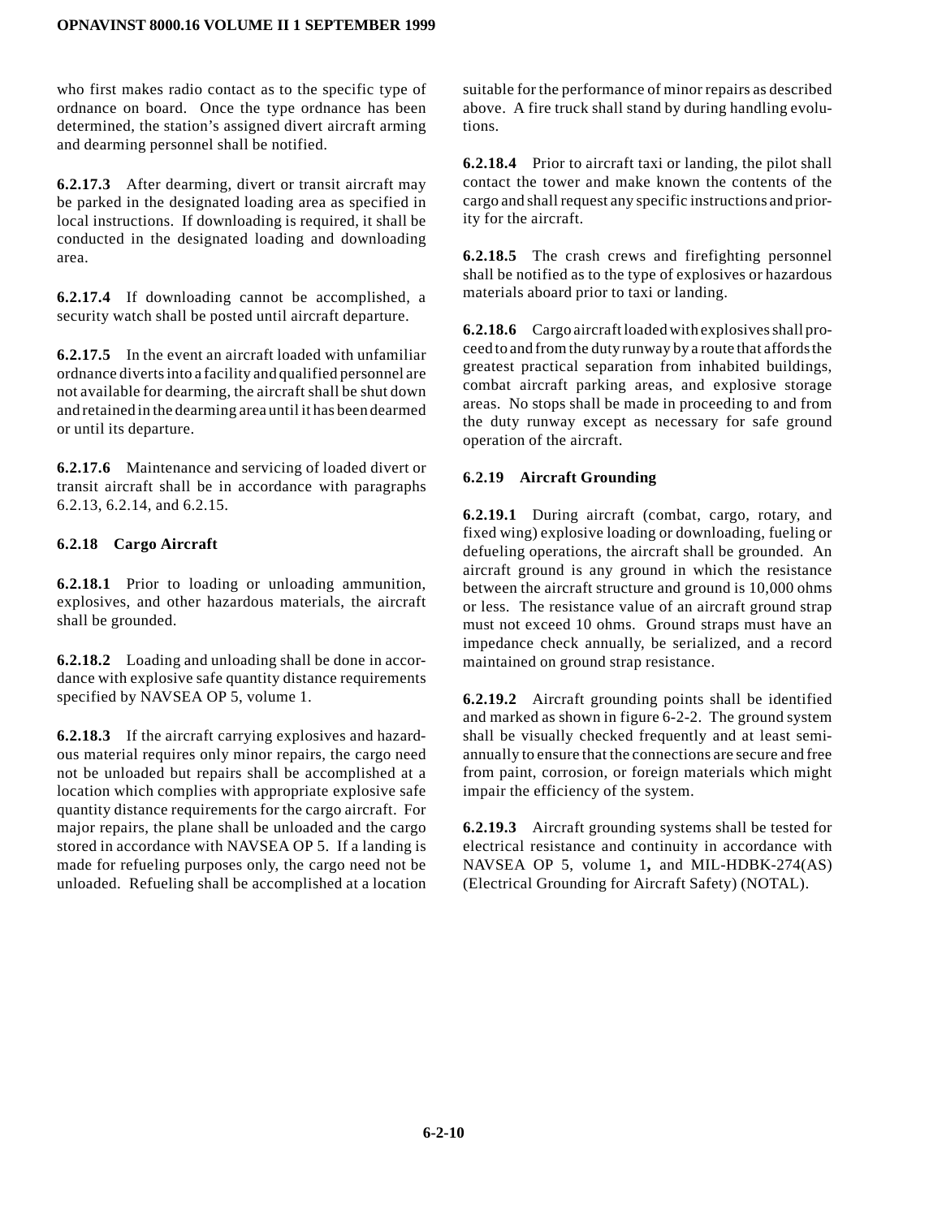who first makes radio contact as to the specific type of ordnance on board. Once the type ordnance has been determined, the station's assigned divert aircraft arming and dearming personnel shall be notified.

**6.2.17.3** After dearming, divert or transit aircraft may be parked in the designated loading area as specified in local instructions. If downloading is required, it shall be conducted in the designated loading and downloading area.

**6.2.17.4** If downloading cannot be accomplished, a security watch shall be posted until aircraft departure.

**6.2.17.5** In the event an aircraft loaded with unfamiliar ordnance diverts into a facility and qualified personnel are not available for dearming, the aircraft shall be shut down and retained in the dearming area until it has been dearmed or until its departure.

**6.2.17.6** Maintenance and servicing of loaded divert or transit aircraft shall be in accordance with paragraphs 6.2.13, 6.2.14, and 6.2.15.

### 6.2.18 Cargo Aircraft

**6.2.18.1** Prior to loading or unloading ammunition, explosives, and other hazardous materials, the aircraft shall be grounded.

**6.2.18.2** Loading and unloading shall be done in accordance with explosive safe quantity distance requirements specified by NAVSEA OP 5, volume 1.

**6.2.18.3** If the aircraft carrying explosives and hazardous material requires only minor repairs, the cargo need not be unloaded but repairs shall be accomplished at a location which complies with appropriate explosive safe quantity distance requirements for the cargo aircraft. For major repairs, the plane shall be unloaded and the cargo stored in accordance with NAVSEA OP 5. If a landing is made for refueling purposes only, the cargo need not be unloaded. Refueling shall be accomplished at a location suitable for the performance of minor repairs as described above. A fire truck shall stand by during handling evolutions.

**6.2.18.4** Prior to aircraft taxi or landing, the pilot shall contact the tower and make known the contents of the cargo and shall request any specific instructions and priority for the aircraft.

**6.2.18.5** The crash crews and firefighting personnel shall be notified as to the type of explosives or hazardous materials aboard prior to taxi or landing.

**6.2.18.6** Cargo aircraft loaded with explosives shall proceed to and from the duty runway by a route that affords the greatest practical separation from inhabited buildings, combat aircraft parking areas, and explosive storage areas. No stops shall be made in proceeding to and from the duty runway except as necessary for safe ground operation of the aircraft.

### 6.2.19 Aircraft Grounding

**6.2.19.1** During aircraft (combat, cargo, rotary, and fixed wing) explosive loading or downloading, fueling or defueling operations, the aircraft shall be grounded. An aircraft ground is any ground in which the resistance between the aircraft structure and ground is 10,000 ohms or less. The resistance value of an aircraft ground strap must not exceed 10 ohms. Ground straps must have an impedance check annually, be serialized, and a record maintained on ground strap resistance.

**6.2.19.2** Aircraft grounding points shall be identified and marked as shown in figure 6-2-2. The ground system shall be visually checked frequently and at least semi-annually to ensure that the connections are secure and free from paint, corrosion, or foreign materials which might impair the efficiency of the system.

**6.2.19.3** Aircraft grounding systems shall be tested for electrical resistance and continuity in accordance with NAVSEA OP 5, volume 1**,** and MIL-HDBK-274(AS) (Electrical Grounding for Aircraft Safety) (NOTAL).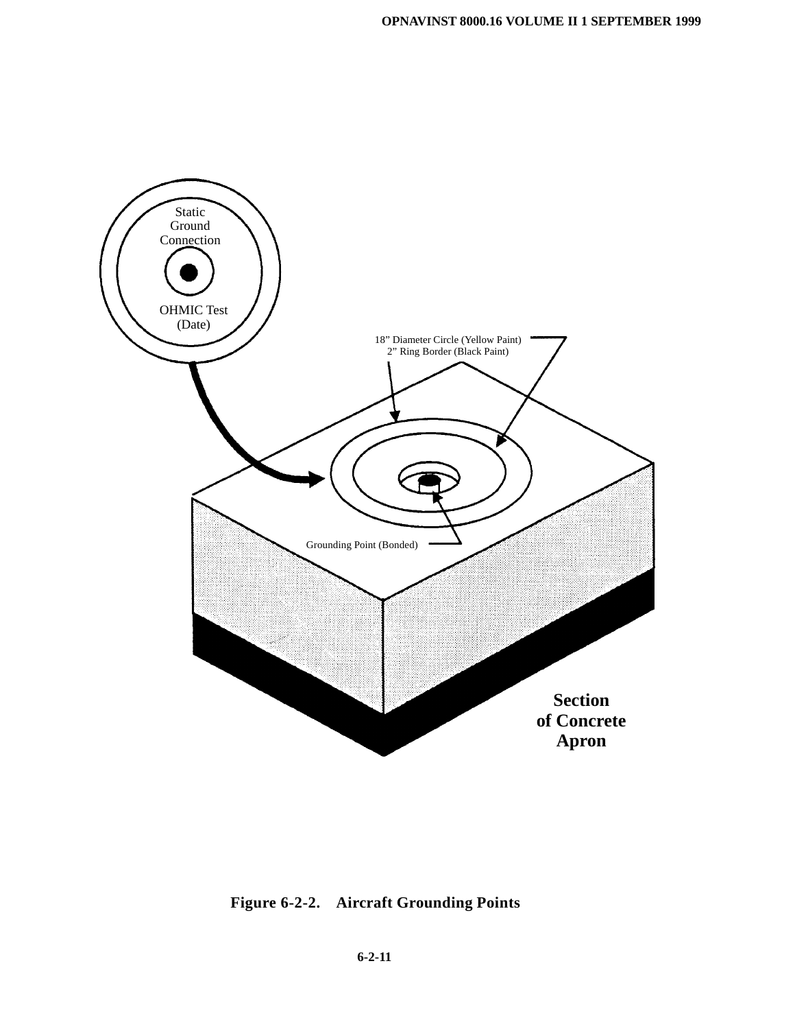Static
Ground
Connection

OHMIC Test
(Date)

18” Diameter Circle (Yellow Paint)
2” Ring Border (Black Paint)

Grounding Point (Bonded)

**Section of Concrete Apron**

**Figure 6-2-2. Aircraft Grounding Points**